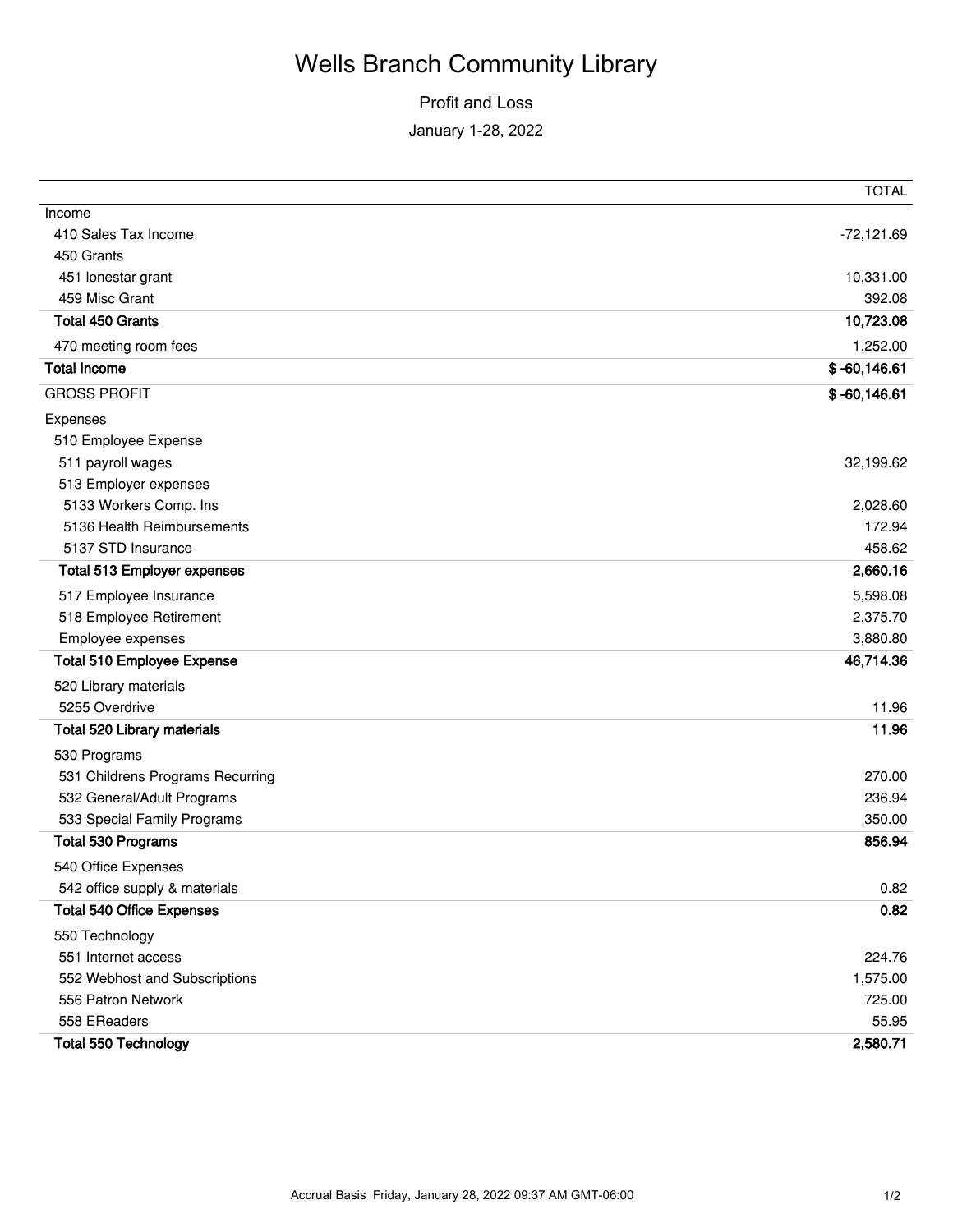# Wells Branch Community Library

## Profit and Loss

January 1-28, 2022

| | TOTAL |
|---|---|
| Income | |
| 410 Sales Tax Income | -72,121.69 |
| 450 Grants | |
| 451 lonestar grant | 10,331.00 |
| 459 Misc Grant | 392.08 |
| **Total 450 Grants** | **10,723.08** |
| 470 meeting room fees | 1,252.00 |
| **Total Income** | **$ -60,146.61** |
| GROSS PROFIT | **$ -60,146.61** |
| Expenses | |
| 510 Employee Expense | |
| 511 payroll wages | 32,199.62 |
| 513 Employer expenses | |
| 5133 Workers Comp. Ins | 2,028.60 |
| 5136 Health Reimbursements | 172.94 |
| 5137 STD Insurance | 458.62 |
| **Total 513 Employer expenses** | **2,660.16** |
| 517 Employee Insurance | 5,598.08 |
| 518 Employee Retirement | 2,375.70 |
| Employee expenses | 3,880.80 |
| **Total 510 Employee Expense** | **46,714.36** |
| 520 Library materials | |
| 5255 Overdrive | 11.96 |
| **Total 520 Library materials** | **11.96** |
| 530 Programs | |
| 531 Childrens Programs Recurring | 270.00 |
| 532 General/Adult Programs | 236.94 |
| 533 Special Family Programs | 350.00 |
| **Total 530 Programs** | **856.94** |
| 540 Office Expenses | |
| 542 office supply & materials | 0.82 |
| **Total 540 Office Expenses** | **0.82** |
| 550 Technology | |
| 551 Internet access | 224.76 |
| 552 Webhost and Subscriptions | 1,575.00 |
| 556 Patron Network | 725.00 |
| 558 EReaders | 55.95 |
| **Total 550 Technology** | **2,580.71** |

Accrual Basis Friday, January 28, 2022 09:37 AM GMT-06:00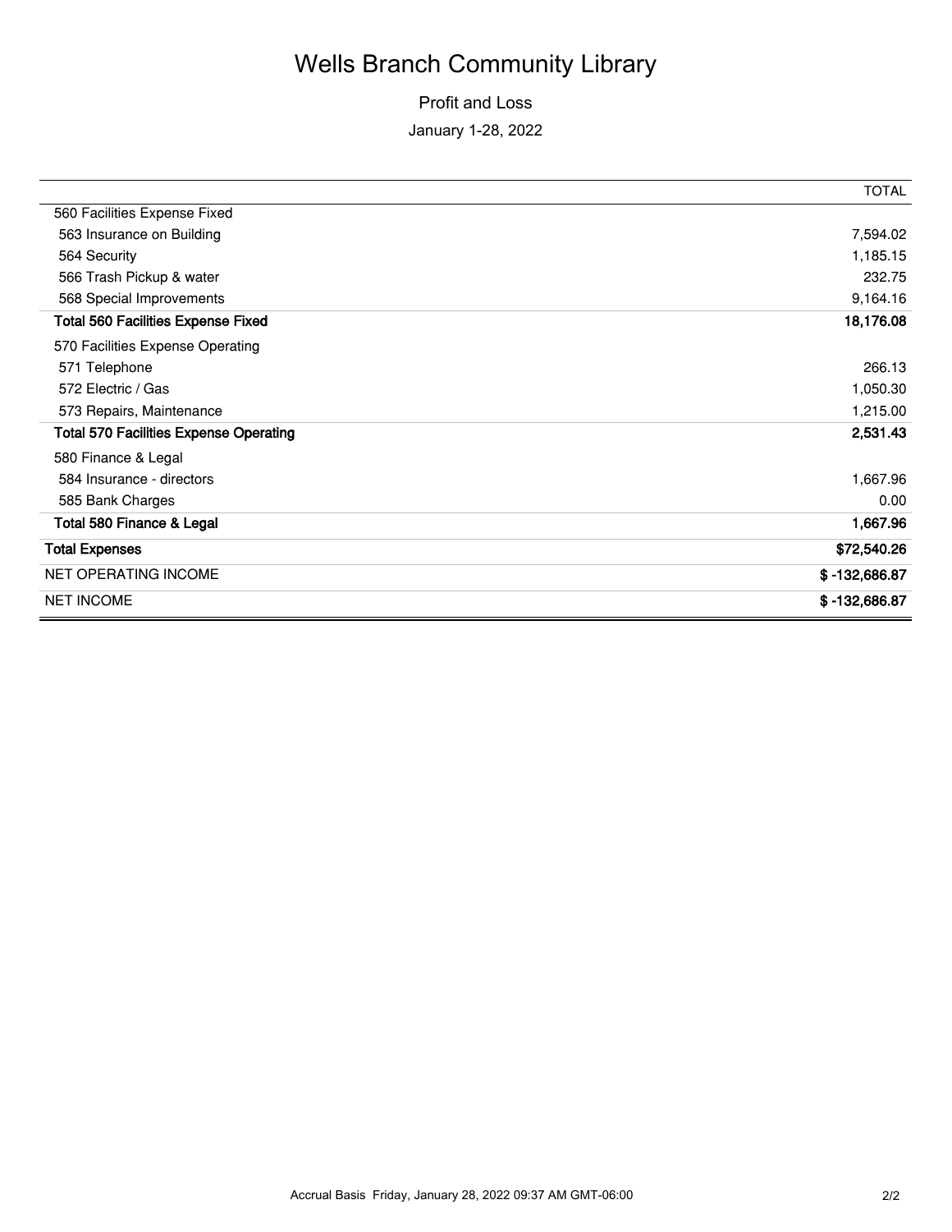# Wells Branch Community Library

Profit and Loss

January 1-28, 2022

| | TOTAL |
|---|---|
| 560 Facilities Expense Fixed | |
| 563 Insurance on Building | 7,594.02 |
| 564 Security | 1,185.15 |
| 566 Trash Pickup & water | 232.75 |
| 568 Special Improvements | 9,164.16 |
| **Total 560 Facilities Expense Fixed** | **18,176.08** |
| 570 Facilities Expense Operating | |
| 571 Telephone | 266.13 |
| 572 Electric / Gas | 1,050.30 |
| 573 Repairs, Maintenance | 1,215.00 |
| **Total 570 Facilities Expense Operating** | **2,531.43** |
| 580 Finance & Legal | |
| 584 Insurance - directors | 1,667.96 |
| 585 Bank Charges | 0.00 |
| **Total 580 Finance & Legal** | **1,667.96** |
| **Total Expenses** | **$72,540.26** |
| NET OPERATING INCOME | **$ -132,686.87** |
| NET INCOME | **$ -132,686.87** |

Accrual Basis Friday, January 28, 2022 09:37 AM GMT-06:00